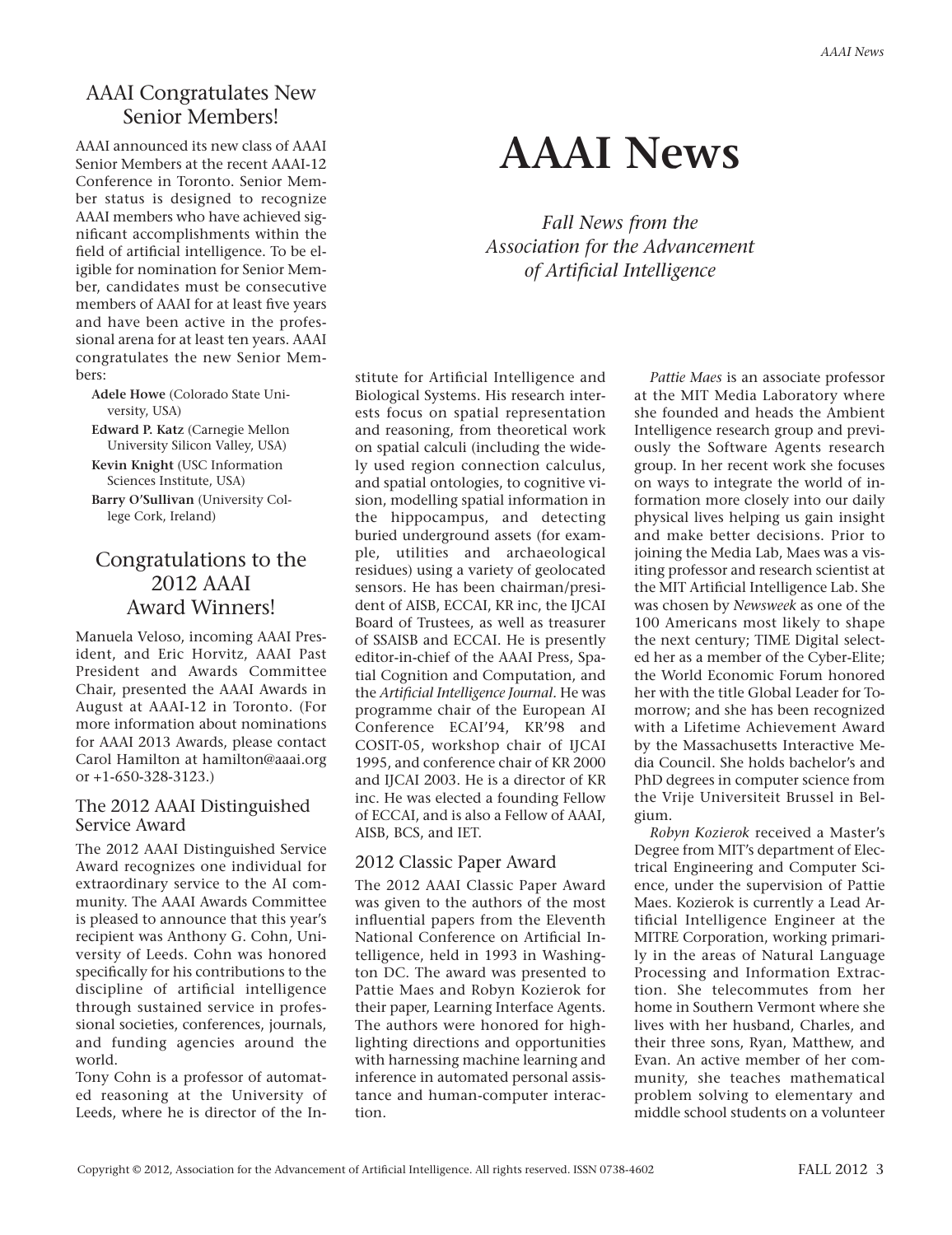# AAAI News

*Fall News from the Association for the Advancement of Artificial Intelligence*

## AAAI Congratulates New Senior Members!

AAAI announced its new class of AAAI Senior Members at the recent AAAI-12 Conference in Toronto. Senior Member status is designed to recognize AAAI members who have achieved significant accomplishments within the field of artificial intelligence. To be eligible for nomination for Senior Member, candidates must be consecutive members of AAAI for at least five years and have been active in the professional arena for at least ten years. AAAI congratulates the new Senior Members:

- **Adele Howe** (Colorado State University, USA)
- **Edward P. Katz** (Carnegie Mellon University Silicon Valley, USA)
- **Kevin Knight** (USC Information Sciences Institute, USA)
- **Barry O'Sullivan** (University College Cork, Ireland)

## Congratulations to the 2012 AAAI Award Winners!

Manuela Veloso, incoming AAAI President, and Eric Horvitz, AAAI Past President and Awards Committee Chair, presented the AAAI Awards in August at AAAI-12 in Toronto. (For more information about nominations for AAAI 2013 Awards, please contact Carol Hamilton at hamilton@aaai.org or +1-650-328-3123.)

### The 2012 AAAI Distinguished Service Award

The 2012 AAAI Distinguished Service Award recognizes one individual for extraordinary service to the AI community. The AAAI Awards Committee is pleased to announce that this year's recipient was Anthony G. Cohn, University of Leeds. Cohn was honored specifically for his contributions to the discipline of artificial intelligence through sustained service in professional societies, conferences, journals, and funding agencies around the world.

Tony Cohn is a professor of automated reasoning at the University of Leeds, where he is director of the Institute for Artificial Intelligence and Biological Systems. His research interests focus on spatial representation and reasoning, from theoretical work on spatial calculi (including the widely used region connection calculus, and spatial ontologies, to cognitive vision, modelling spatial information in the hippocampus, and detecting buried underground assets (for example, utilities and archaeological residues) using a variety of geolocated sensors. He has been chairman/president of AISB, ECCAI, KR inc, the IJCAI Board of Trustees, as well as treasurer of SSAISB and ECCAI. He is presently editor-in-chief of the AAAI Press, Spatial Cognition and Computation, and the *Artificial Intelligence Journal*. He was programme chair of the European AI Conference ECAI'94, KR'98 and COSIT-05, workshop chair of IJCAI 1995, and conference chair of KR 2000 and IJCAI 2003. He is a director of KR inc. He was elected a founding Fellow of ECCAI, and is also a Fellow of AAAI, AISB, BCS, and IET.

### 2012 Classic Paper Award

The 2012 AAAI Classic Paper Award was given to the authors of the most influential papers from the Eleventh National Conference on Artificial Intelligence, held in 1993 in Washington DC. The award was presented to Pattie Maes and Robyn Kozierok for their paper, Learning Interface Agents. The authors were honored for highlighting directions and opportunities with harnessing machine learning and inference in automated personal assistance and human-computer interaction.

*Pattie Maes* is an associate professor at the MIT Media Laboratory where she founded and heads the Ambient Intelligence research group and previously the Software Agents research group. In her recent work she focuses on ways to integrate the world of information more closely into our daily physical lives helping us gain insight and make better decisions. Prior to joining the Media Lab, Maes was a visiting professor and research scientist at the MIT Artificial Intelligence Lab. She was chosen by *Newsweek* as one of the 100 Americans most likely to shape the next century; TIME Digital selected her as a member of the Cyber-Elite; the World Economic Forum honored her with the title Global Leader for Tomorrow; and she has been recognized with a Lifetime Achievement Award by the Massachusetts Interactive Media Council. She holds bachelor's and PhD degrees in computer science from the Vrije Universiteit Brussel in Belgium.

*Robyn Kozierok* received a Master's Degree from MIT's department of Electrical Engineering and Computer Science, under the supervision of Pattie Maes. Kozierok is currently a Lead Artificial Intelligence Engineer at the MITRE Corporation, working primarily in the areas of Natural Language Processing and Information Extraction. She telecommutes from her home in Southern Vermont where she lives with her husband, Charles, and their three sons, Ryan, Matthew, and Evan. An active member of her community, she teaches mathematical problem solving to elementary and middle school students on a volunteer

Copyright © 2012, Association for the Advancement of Artificial Intelligence. All rights reserved. ISSN 0738-4602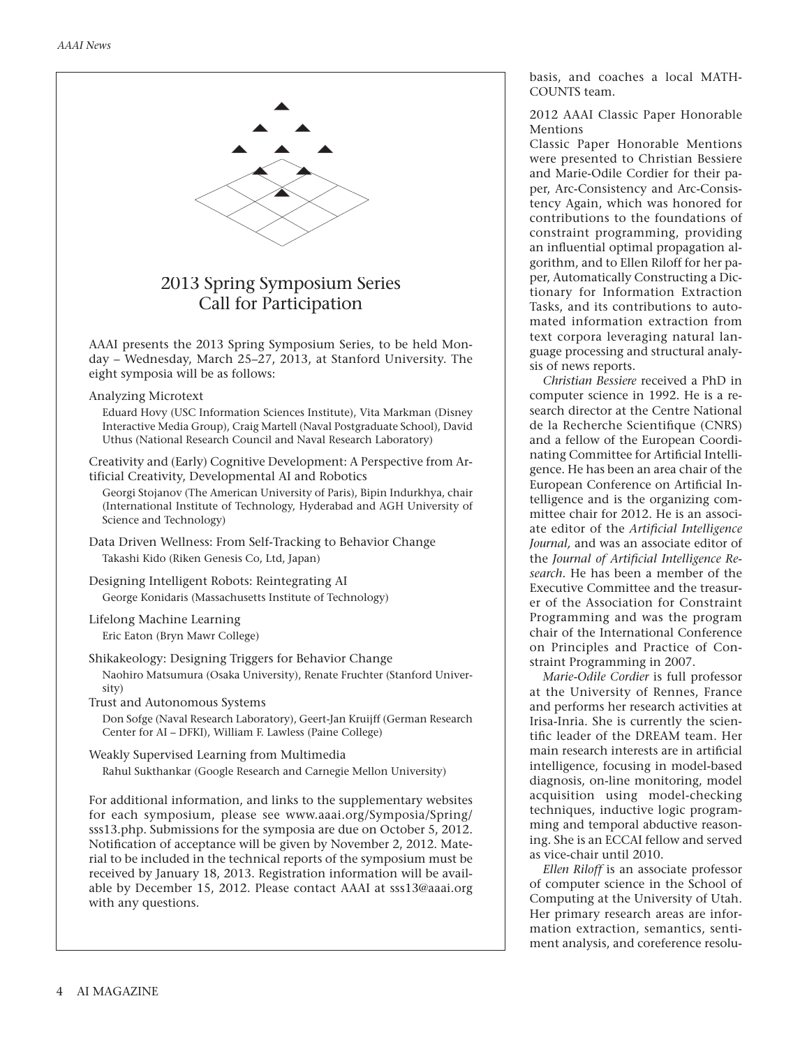## 2013 Spring Symposium Series Call for Participation

AAAI presents the 2013 Spring Symposium Series, to be held Monday – Wednesday, March 25–27, 2013, at Stanford University. The eight symposia will be as follows:

Analyzing Microtext

Eduard Hovy (USC Information Sciences Institute), Vita Markman (Disney Interactive Media Group), Craig Martell (Naval Postgraduate School), David Uthus (National Research Council and Naval Research Laboratory)

Creativity and (Early) Cognitive Development: A Perspective from Artificial Creativity, Developmental AI and Robotics

Georgi Stojanov (The American University of Paris), Bipin Indurkhya, chair (International Institute of Technology, Hyderabad and AGH University of Science and Technology)

Data Driven Wellness: From Self-Tracking to Behavior Change

Takashi Kido (Riken Genesis Co, Ltd, Japan)

Designing Intelligent Robots: Reintegrating AI

George Konidaris (Massachusetts Institute of Technology)

Lifelong Machine Learning

Eric Eaton (Bryn Mawr College)

Shikakeology: Designing Triggers for Behavior Change

Naohiro Matsumura (Osaka University), Renate Fruchter (Stanford University)

Trust and Autonomous Systems

Don Sofge (Naval Research Laboratory), Geert-Jan Kruijff (German Research Center for AI – DFKI), William F. Lawless (Paine College)

Weakly Supervised Learning from Multimedia

Rahul Sukthankar (Google Research and Carnegie Mellon University)

For additional information, and links to the supplementary websites for each symposium, please see www.aaai.org/Symposia/Spring/sss13.php. Submissions for the symposia are due on October 5, 2012. Notification of acceptance will be given by November 2, 2012. Material to be included in the technical reports of the symposium must be received by January 18, 2013. Registration information will be available by December 15, 2012. Please contact AAAI at sss13@aaai.org with any questions.

basis, and coaches a local MATHCOUNTS team.

### 2012 AAAI Classic Paper Honorable Mentions

Classic Paper Honorable Mentions were presented to Christian Bessiere and Marie-Odile Cordier for their paper, Arc-Consistency and Arc-Consistency Again, which was honored for contributions to the foundations of constraint programming, providing an influential optimal propagation algorithm, and to Ellen Riloff for her paper, Automatically Constructing a Dictionary for Information Extraction Tasks, and its contributions to automated information extraction from text corpora leveraging natural language processing and structural analysis of news reports.

*Christian Bessiere* received a PhD in computer science in 1992. He is a research director at the Centre National de la Recherche Scientifique (CNRS) and a fellow of the European Coordinating Committee for Artificial Intelligence. He has been an area chair of the European Conference on Artificial Intelligence and is the organizing committee chair for 2012. He is an associate editor of the *Artificial Intelligence Journal,* and was an associate editor of the *Journal of Artificial Intelligence Research.* He has been a member of the Executive Committee and the treasurer of the Association for Constraint Programming and was the program chair of the International Conference on Principles and Practice of Constraint Programming in 2007.

*Marie-Odile Cordier* is full professor at the University of Rennes, France and performs her research activities at Irisa-Inria. She is currently the scientific leader of the DREAM team. Her main research interests are in artificial intelligence, focusing in model-based diagnosis, on-line monitoring, model acquisition using model-checking techniques, inductive logic programming and temporal abductive reasoning. She is an ECCAI fellow and served as vice-chair until 2010.

*Ellen Riloff* is an associate professor of computer science in the School of Computing at the University of Utah. Her primary research areas are information extraction, semantics, sentiment analysis, and coreference resolu-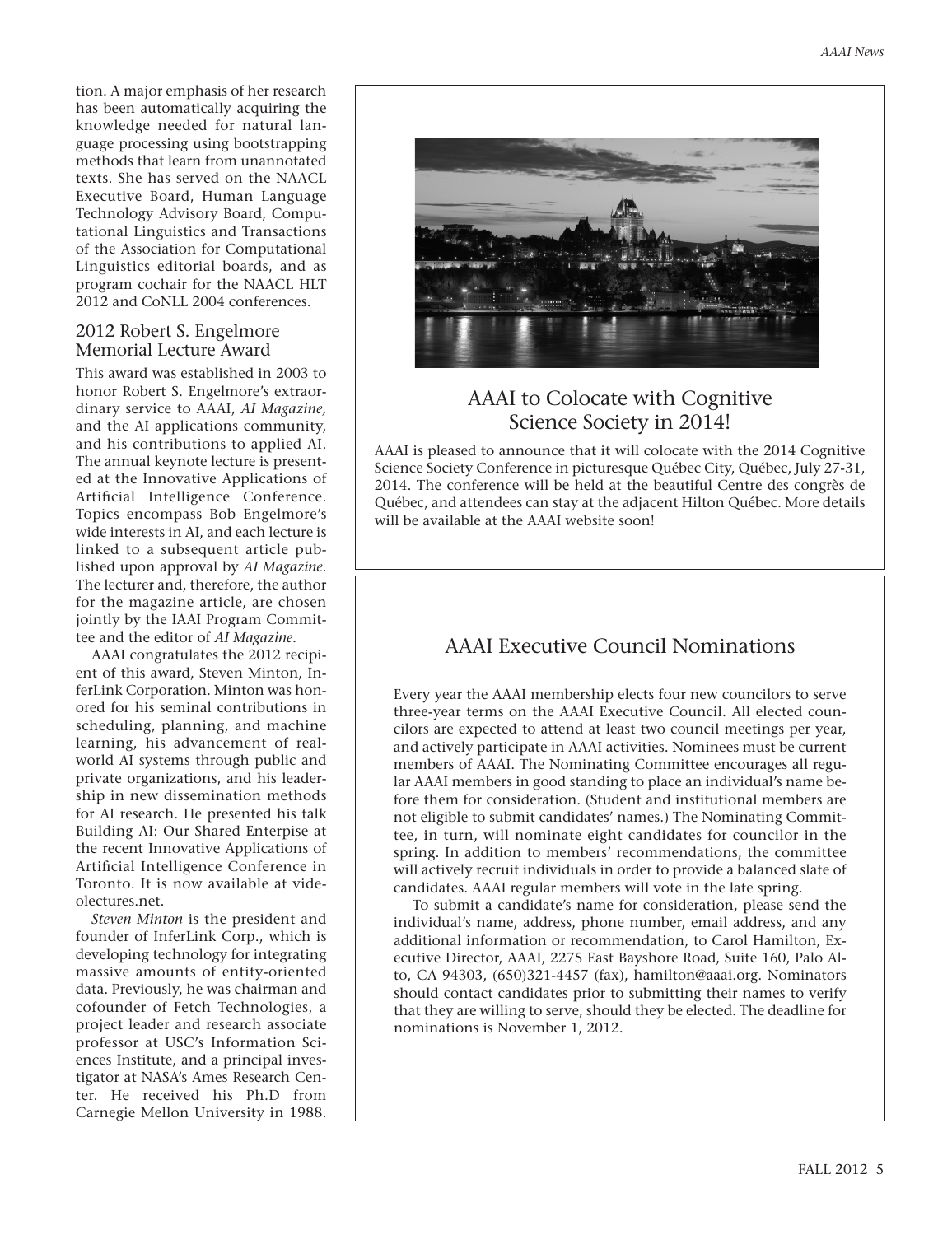tion. A major emphasis of her research has been automatically acquiring the knowledge needed for natural language processing using bootstrapping methods that learn from unannotated texts. She has served on the NAACL Executive Board, Human Language Technology Advisory Board, Computational Linguistics and Transactions of the Association for Computational Linguistics editorial boards, and as program cochair for the NAACL HLT 2012 and CoNLL 2004 conferences.

## 2012 Robert S. Engelmore Memorial Lecture Award

This award was established in 2003 to honor Robert S. Engelmore's extraordinary service to AAAI, *AI Magazine,* and the AI applications community, and his contributions to applied AI. The annual keynote lecture is presented at the Innovative Applications of Artificial Intelligence Conference. Topics encompass Bob Engelmore's wide interests in AI, and each lecture is linked to a subsequent article published upon approval by *AI Magazine*. The lecturer and, therefore, the author for the magazine article, are chosen jointly by the IAAI Program Committee and the editor of *AI Magazine.*

AAAI congratulates the 2012 recipient of this award, Steven Minton, InferLink Corporation. Minton was honored for his seminal contributions in scheduling, planning, and machine learning, his advancement of real-world AI systems through public and private organizations, and his leadership in new dissemination methods for AI research. He presented his talk Building AI: Our Shared Enterpise at the recent Innovative Applications of Artificial Intelligence Conference in Toronto. It is now available at videolectures.net.

*Steven Minton* is the president and founder of InferLink Corp., which is developing technology for integrating massive amounts of entity-oriented data. Previously, he was chairman and cofounder of Fetch Technologies, a project leader and research associate professor at USC's Information Sciences Institute, and a principal investigator at NASA's Ames Research Center. He received his Ph.D from Carnegie Mellon University in 1988.

## AAAI to Colocate with Cognitive Science Society in 2014!

AAAI is pleased to announce that it will colocate with the 2014 Cognitive Science Society Conference in picturesque Québec City, Québec, July 27-31, 2014. The conference will be held at the beautiful Centre des congrès de Québec, and attendees can stay at the adjacent Hilton Québec. More details will be available at the AAAI website soon!

## AAAI Executive Council Nominations

Every year the AAAI membership elects four new councilors to serve three-year terms on the AAAI Executive Council. All elected councilors are expected to attend at least two council meetings per year, and actively participate in AAAI activities. Nominees must be current members of AAAI. The Nominating Committee encourages all regular AAAI members in good standing to place an individual's name before them for consideration. (Student and institutional members are not eligible to submit candidates' names.) The Nominating Committee, in turn, will nominate eight candidates for councilor in the spring. In addition to members' recommendations, the committee will actively recruit individuals in order to provide a balanced slate of candidates. AAAI regular members will vote in the late spring.

To submit a candidate's name for consideration, please send the individual's name, address, phone number, email address, and any additional information or recommendation, to Carol Hamilton, Executive Director, AAAI, 2275 East Bayshore Road, Suite 160, Palo Alto, CA 94303, (650)321-4457 (fax), hamilton@aaai.org. Nominators should contact candidates prior to submitting their names to verify that they are willing to serve, should they be elected. The deadline for nominations is November 1, 2012.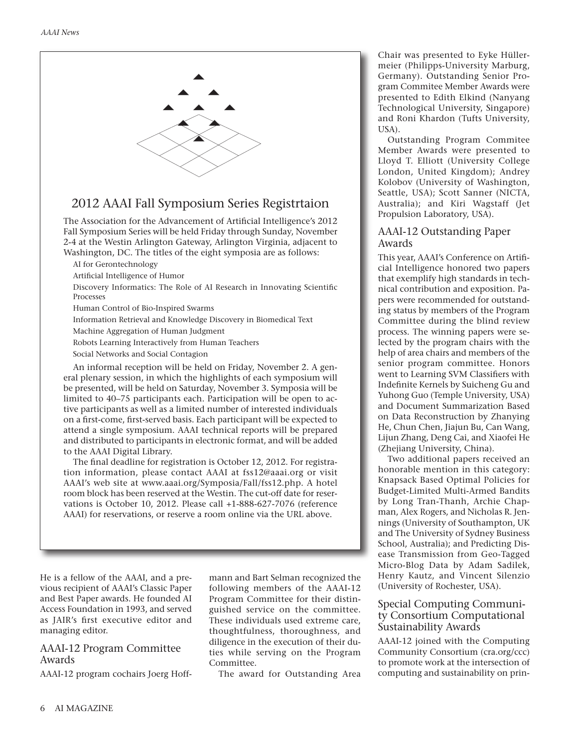## 2012 AAAI Fall Symposium Series Registrtaion

The Association for the Advancement of Artificial Intelligence's 2012 Fall Symposium Series will be held Friday through Sunday, November 2-4 at the Westin Arlington Gateway, Arlington Virginia, adjacent to Washington, DC. The titles of the eight symposia are as follows:

AI for Gerontechnology

Artificial Intelligence of Humor

Discovery Informatics: The Role of AI Research in Innovating Scientific Processes

Human Control of Bio-Inspired Swarms

Information Retrieval and Knowledge Discovery in Biomedical Text

Machine Aggregation of Human Judgment

Robots Learning Interactively from Human Teachers

Social Networks and Social Contagion

An informal reception will be held on Friday, November 2. A general plenary session, in which the highlights of each symposium will be presented, will be held on Saturday, November 3. Symposia will be limited to 40–75 participants each. Participation will be open to active participants as well as a limited number of interested individuals on a first-come, first-served basis. Each participant will be expected to attend a single symposium. AAAI technical reports will be prepared and distributed to participants in electronic format, and will be added to the AAAI Digital Library.

The final deadline for registration is October 12, 2012. For registration information, please contact AAAI at fss12@aaai.org or visit AAAI's web site at www.aaai.org/Symposia/Fall/fss12.php. A hotel room block has been reserved at the Westin. The cut-off date for reservations is October 10, 2012. Please call +1-888-627-7076 (reference AAAI) for reservations, or reserve a room online via the URL above.

He is a fellow of the AAAI, and a previous recipient of AAAI's Classic Paper and Best Paper awards. He founded AI Access Foundation in 1993, and served as JAIR's first executive editor and managing editor.

### AAAI-12 Program Committee Awards

AAAI-12 program cochairs Joerg Hoffmann and Bart Selman recognized the following members of the AAAI-12 Program Committee for their distinguished service on the committee. These individuals used extreme care, thoughtfulness, thoroughness, and diligence in the execution of their duties while serving on the Program Committee.

The award for Outstanding Area Chair was presented to Eyke Hüllermeier (Philipps-University Marburg, Germany). Outstanding Senior Program Commitee Member Awards were presented to Edith Elkind (Nanyang Technological University, Singapore) and Roni Khardon (Tufts University, USA).

Outstanding Program Commitee Member Awards were presented to Lloyd T. Elliott (University College London, United Kingdom); Andrey Kolobov (University of Washington, Seattle, USA); Scott Sanner (NICTA, Australia); and Kiri Wagstaff (Jet Propulsion Laboratory, USA).

### AAAI-12 Outstanding Paper Awards

This year, AAAI's Conference on Artificial Intelligence honored two papers that exemplify high standards in technical contribution and exposition. Papers were recommended for outstanding status by members of the Program Committee during the blind review process. The winning papers were selected by the program chairs with the help of area chairs and members of the senior program committee. Honors went to Learning SVM Classifiers with Indefinite Kernels by Suicheng Gu and Yuhong Guo (Temple University, USA) and Document Summarization Based on Data Reconstruction by Zhanying He, Chun Chen, Jiajun Bu, Can Wang, Lijun Zhang, Deng Cai, and Xiaofei He (Zhejiang University, China).

Two additional papers received an honorable mention in this category: Knapsack Based Optimal Policies for Budget-Limited Multi-Armed Bandits by Long Tran-Thanh, Archie Chapman, Alex Rogers, and Nicholas R. Jennings (University of Southampton, UK and The University of Sydney Business School, Australia); and Predicting Disease Transmission from Geo-Tagged Micro-Blog Data by Adam Sadilek, Henry Kautz, and Vincent Silenzio (University of Rochester, USA).

### Special Computing Community Consortium Computational Sustainability Awards

AAAI-12 joined with the Computing Community Consortium (cra.org/ccc) to promote work at the intersection of computing and sustainability on prin-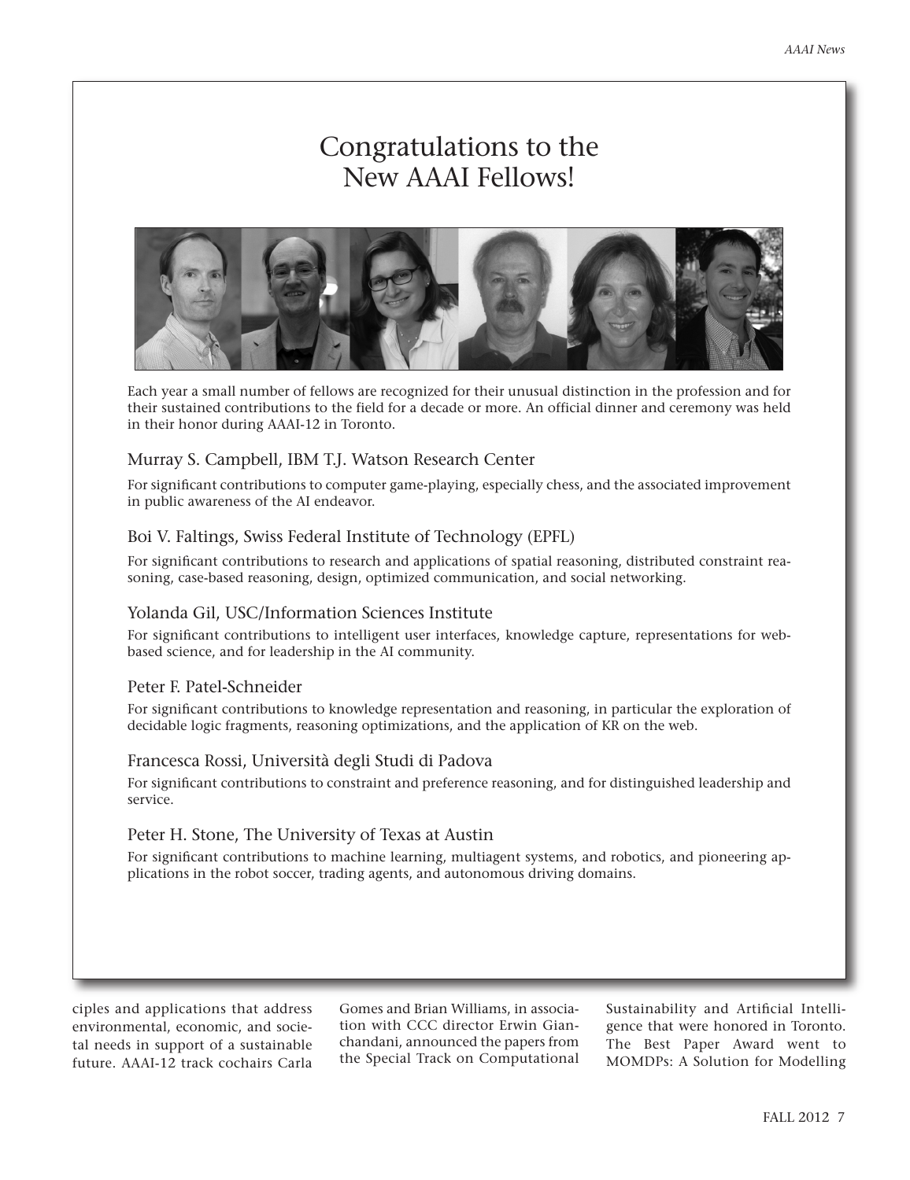# Congratulations to the New AAAI Fellows!

Each year a small number of fellows are recognized for their unusual distinction in the profession and for their sustained contributions to the field for a decade or more. An official dinner and ceremony was held in their honor during AAAI-12 in Toronto.

### Murray S. Campbell, IBM T.J. Watson Research Center

For significant contributions to computer game-playing, especially chess, and the associated improvement in public awareness of the AI endeavor.

### Boi V. Faltings, Swiss Federal Institute of Technology (EPFL)

For significant contributions to research and applications of spatial reasoning, distributed constraint reasoning, case-based reasoning, design, optimized communication, and social networking.

### Yolanda Gil, USC/Information Sciences Institute

For significant contributions to intelligent user interfaces, knowledge capture, representations for web-based science, and for leadership in the AI community.

### Peter F. Patel-Schneider

For significant contributions to knowledge representation and reasoning, in particular the exploration of decidable logic fragments, reasoning optimizations, and the application of KR on the web.

### Francesca Rossi, Università degli Studi di Padova

For significant contributions to constraint and preference reasoning, and for distinguished leadership and service.

### Peter H. Stone, The University of Texas at Austin

For significant contributions to machine learning, multiagent systems, and robotics, and pioneering applications in the robot soccer, trading agents, and autonomous driving domains.

ciples and applications that address environmental, economic, and societal needs in support of a sustainable future. AAAI-12 track cochairs Carla Gomes and Brian Williams, in association with CCC director Erwin Gianchandani, announced the papers from the Special Track on Computational Sustainability and Artificial Intelligence that were honored in Toronto. The Best Paper Award went to MOMDPs: A Solution for Modelling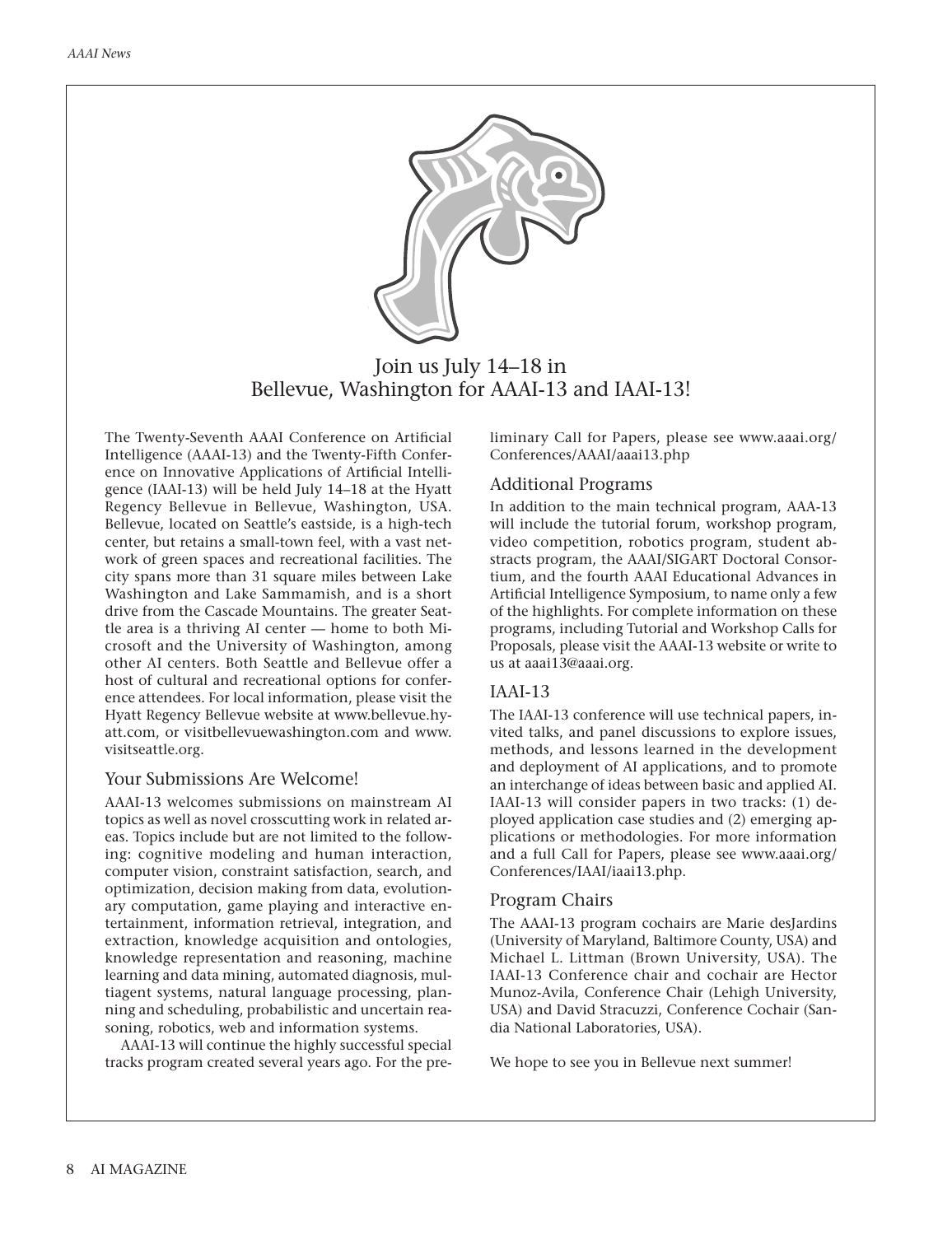## Join us July 14–18 in Bellevue, Washington for AAAI-13 and IAAI-13!

The Twenty-Seventh AAAI Conference on Artificial Intelligence (AAAI-13) and the Twenty-Fifth Conference on Innovative Applications of Artificial Intelligence (IAAI-13) will be held July 14–18 at the Hyatt Regency Bellevue in Bellevue, Washington, USA. Bellevue, located on Seattle's eastside, is a high-tech center, but retains a small-town feel, with a vast network of green spaces and recreational facilities. The city spans more than 31 square miles between Lake Washington and Lake Sammamish, and is a short drive from the Cascade Mountains. The greater Seattle area is a thriving AI center — home to both Microsoft and the University of Washington, among other AI centers. Both Seattle and Bellevue offer a host of cultural and recreational options for conference attendees. For local information, please visit the Hyatt Regency Bellevue website at www.bellevue.hyatt.com, or visitbellevuewashington.com and www.visitseattle.org.

### Your Submissions Are Welcome!

AAAI-13 welcomes submissions on mainstream AI topics as well as novel crosscutting work in related areas. Topics include but are not limited to the following: cognitive modeling and human interaction, computer vision, constraint satisfaction, search, and optimization, decision making from data, evolutionary computation, game playing and interactive entertainment, information retrieval, integration, and extraction, knowledge acquisition and ontologies, knowledge representation and reasoning, machine learning and data mining, automated diagnosis, multiagent systems, natural language processing, planning and scheduling, probabilistic and uncertain reasoning, robotics, web and information systems.

AAAI-13 will continue the highly successful special tracks program created several years ago. For the preliminary Call for Papers, please see www.aaai.org/Conferences/AAAI/aaai13.php

### Additional Programs

In addition to the main technical program, AAA-13 will include the tutorial forum, workshop program, video competition, robotics program, student abstracts program, the AAAI/SIGART Doctoral Consortium, and the fourth AAAI Educational Advances in Artificial Intelligence Symposium, to name only a few of the highlights. For complete information on these programs, including Tutorial and Workshop Calls for Proposals, please visit the AAAI-13 website or write to us at aaai13@aaai.org.

### IAAI-13

The IAAI-13 conference will use technical papers, invited talks, and panel discussions to explore issues, methods, and lessons learned in the development and deployment of AI applications, and to promote an interchange of ideas between basic and applied AI. IAAI-13 will consider papers in two tracks: (1) deployed application case studies and (2) emerging applications or methodologies. For more information and a full Call for Papers, please see www.aaai.org/Conferences/IAAI/iaai13.php.

### Program Chairs

The AAAI-13 program cochairs are Marie desJardins (University of Maryland, Baltimore County, USA) and Michael L. Littman (Brown University, USA). The IAAI-13 Conference chair and cochair are Hector Munoz-Avila, Conference Chair (Lehigh University, USA) and David Stracuzzi, Conference Cochair (Sandia National Laboratories, USA).

We hope to see you in Bellevue next summer!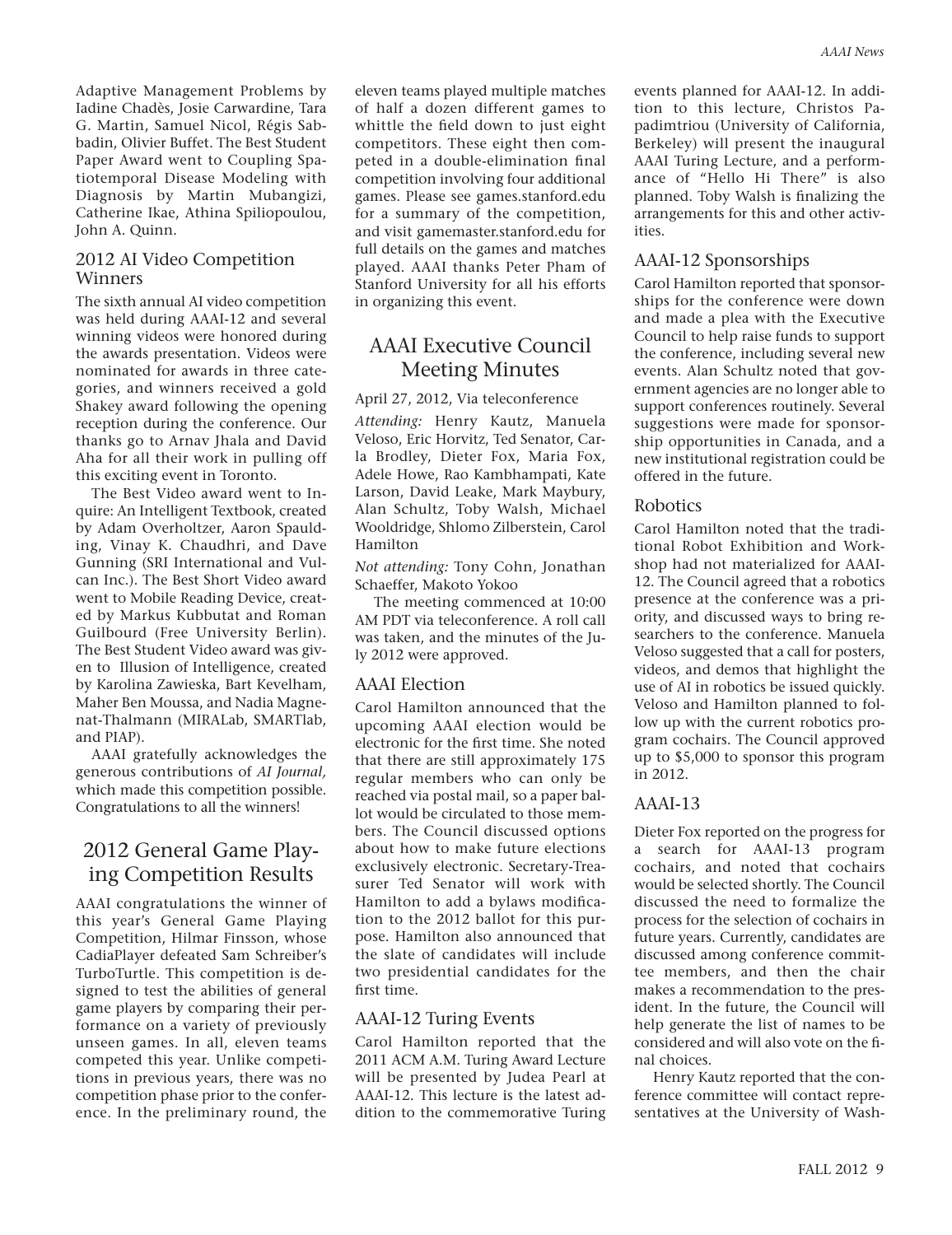Adaptive Management Problems by Iadine Chadès, Josie Carwardine, Tara G. Martin, Samuel Nicol, Régis Sabbadin, Olivier Buffet. The Best Student Paper Award went to Coupling Spatiotemporal Disease Modeling with Diagnosis by Martin Mubangizi, Catherine Ikae, Athina Spiliopoulou, John A. Quinn.

### 2012 AI Video Competition Winners

The sixth annual AI video competition was held during AAAI-12 and several winning videos were honored during the awards presentation. Videos were nominated for awards in three categories, and winners received a gold Shakey award following the opening reception during the conference. Our thanks go to Arnav Jhala and David Aha for all their work in pulling off this exciting event in Toronto.

The Best Video award went to Inquire: An Intelligent Textbook, created by Adam Overholtzer, Aaron Spaulding, Vinay K. Chaudhri, and Dave Gunning (SRI International and Vulcan Inc.). The Best Short Video award went to Mobile Reading Device, created by Markus Kubbutat and Roman Guilbourd (Free University Berlin). The Best Student Video award was given to Illusion of Intelligence, created by Karolina Zawieska, Bart Kevelham, Maher Ben Moussa, and Nadia Magnenat-Thalmann (MIRALab, SMARTlab, and PIAP).

AAAI gratefully acknowledges the generous contributions of *AI Journal,* which made this competition possible. Congratulations to all the winners!

## 2012 General Game Playing Competition Results

AAAI congratulations the winner of this year's General Game Playing Competition, Hilmar Finsson, whose CadiaPlayer defeated Sam Schreiber's TurboTurtle. This competition is designed to test the abilities of general game players by comparing their performance on a variety of previously unseen games. In all, eleven teams competed this year. Unlike competitions in previous years, there was no competition phase prior to the conference. In the preliminary round, the eleven teams played multiple matches of half a dozen different games to whittle the field down to just eight competitors. These eight then competed in a double-elimination final competition involving four additional games. Please see games.stanford.edu for a summary of the competition, and visit gamemaster.stanford.edu for full details on the games and matches played. AAAI thanks Peter Pham of Stanford University for all his efforts in organizing this event.

## AAAI Executive Council Meeting Minutes

April 27, 2012, Via teleconference

*Attending:* Henry Kautz, Manuela Veloso, Eric Horvitz, Ted Senator, Carla Brodley, Dieter Fox, Maria Fox, Adele Howe, Rao Kambhampati, Kate Larson, David Leake, Mark Maybury, Alan Schultz, Toby Walsh, Michael Wooldridge, Shlomo Zilberstein, Carol Hamilton

*Not attending:* Tony Cohn, Jonathan Schaeffer, Makoto Yokoo

The meeting commenced at 10:00 AM PDT via teleconference. A roll call was taken, and the minutes of the July 2012 were approved.

### AAAI Election

Carol Hamilton announced that the upcoming AAAI election would be electronic for the first time. She noted that there are still approximately 175 regular members who can only be reached via postal mail, so a paper ballot would be circulated to those members. The Council discussed options about how to make future elections exclusively electronic. Secretary-Treasurer Ted Senator will work with Hamilton to add a bylaws modification to the 2012 ballot for this purpose. Hamilton also announced that the slate of candidates will include two presidential candidates for the first time.

### AAAI-12 Turing Events

Carol Hamilton reported that the 2011 ACM A.M. Turing Award Lecture will be presented by Judea Pearl at AAAI-12. This lecture is the latest addition to the commemorative Turing events planned for AAAI-12. In addition to this lecture, Christos Papadimtriou (University of California, Berkeley) will present the inaugural AAAI Turing Lecture, and a performance of "Hello Hi There" is also planned. Toby Walsh is finalizing the arrangements for this and other activities.

### AAAI-12 Sponsorships

Carol Hamilton reported that sponsorships for the conference were down and made a plea with the Executive Council to help raise funds to support the conference, including several new events. Alan Schultz noted that government agencies are no longer able to support conferences routinely. Several suggestions were made for sponsorship opportunities in Canada, and a new institutional registration could be offered in the future.

### Robotics

Carol Hamilton noted that the traditional Robot Exhibition and Workshop had not materialized for AAAI-12. The Council agreed that a robotics presence at the conference was a priority, and discussed ways to bring researchers to the conference. Manuela Veloso suggested that a call for posters, videos, and demos that highlight the use of AI in robotics be issued quickly. Veloso and Hamilton planned to follow up with the current robotics program cochairs. The Council approved up to $5,000 to sponsor this program in 2012.

### AAAI-13

Dieter Fox reported on the progress for a search for AAAI-13 program cochairs, and noted that cochairs would be selected shortly. The Council discussed the need to formalize the process for the selection of cochairs in future years. Currently, candidates are discussed among conference committee members, and then the chair makes a recommendation to the president. In the future, the Council will help generate the list of names to be considered and will also vote on the final choices.

Henry Kautz reported that the conference committee will contact representatives at the University of Wash-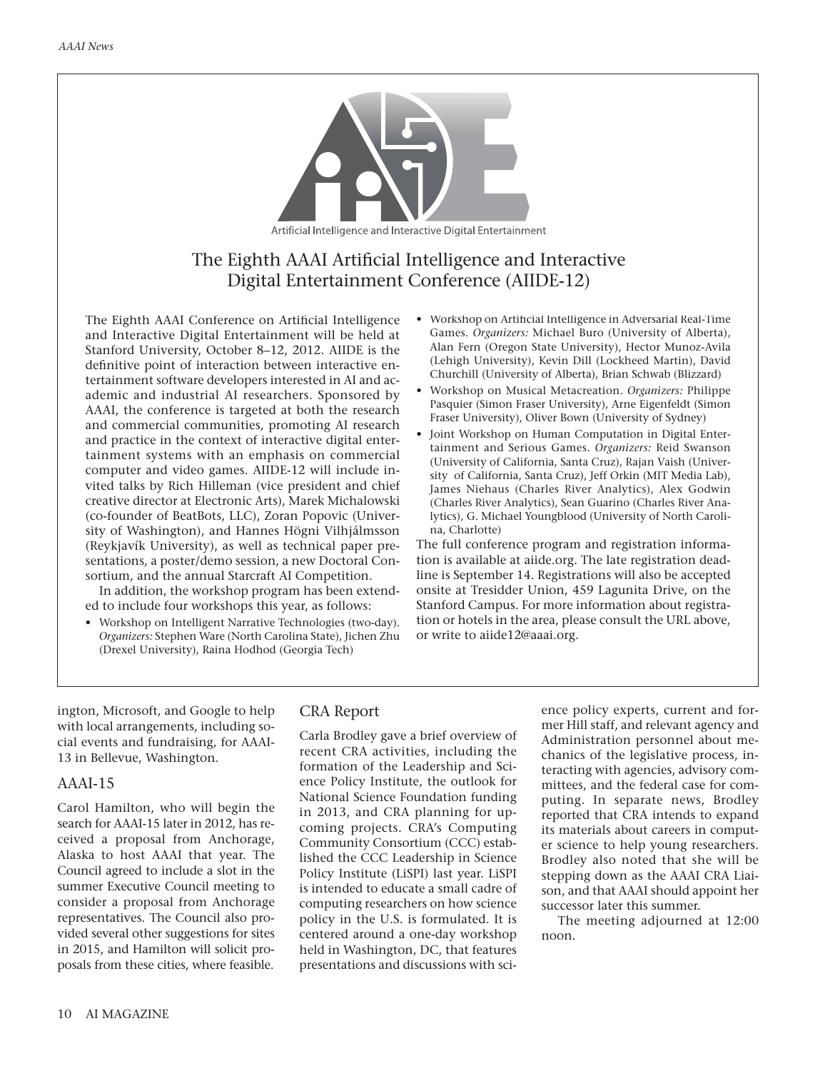Artificial Intelligence and Interactive Digital Entertainment

## The Eighth AAAI Artificial Intelligence and Interactive Digital Entertainment Conference (AIIDE-12)

The Eighth AAAI Conference on Artificial Intelligence and Interactive Digital Entertainment will be held at Stanford University, October 8–12, 2012. AIIDE is the definitive point of interaction between interactive entertainment software developers interested in AI and academic and industrial AI researchers. Sponsored by AAAI, the conference is targeted at both the research and commercial communities, promoting AI research and practice in the context of interactive digital entertainment systems with an emphasis on commercial computer and video games. AIIDE-12 will include invited talks by Rich Hilleman (vice president and chief creative director at Electronic Arts), Marek Michalowski (co-founder of BeatBots, LLC), Zoran Popovic (University of Washington), and Hannes Högni Vilhjálmsson (Reykjavík University), as well as technical paper presentations, a poster/demo session, a new Doctoral Consortium, and the annual Starcraft AI Competition.

In addition, the workshop program has been extended to include four workshops this year, as follows:

- Workshop on Intelligent Narrative Technologies (two-day). *Organizers:* Stephen Ware (North Carolina State), Jichen Zhu (Drexel University), Raina Hodhod (Georgia Tech)
- Workshop on Artificial Intelligence in Adversarial Real-Time Games. *Organizers:* Michael Buro (University of Alberta), Alan Fern (Oregon State University), Hector Munoz-Avila (Lehigh University), Kevin Dill (Lockheed Martin), David Churchill (University of Alberta), Brian Schwab (Blizzard)
- Workshop on Musical Metacreation. *Organizers:* Philippe Pasquier (Simon Fraser University), Arne Eigenfeldt (Simon Fraser University), Oliver Bown (University of Sydney)
- Joint Workshop on Human Computation in Digital Entertainment and Serious Games. *Organizers:* Reid Swanson (University of California, Santa Cruz), Rajan Vaish (University of California, Santa Cruz), Jeff Orkin (MIT Media Lab), James Niehaus (Charles River Analytics), Alex Godwin (Charles River Analytics), Sean Guarino (Charles River Analytics), G. Michael Youngblood (University of North Carolina, Charlotte)

The full conference program and registration information is available at aiide.org. The late registration deadline is September 14. Registrations will also be accepted onsite at Tresidder Union, 459 Lagunita Drive, on the Stanford Campus. For more information about registration or hotels in the area, please consult the URL above, or write to aiide12@aaai.org.

ington, Microsoft, and Google to help with local arrangements, including social events and fundraising, for AAAI-13 in Bellevue, Washington.

### AAAI-15

Carol Hamilton, who will begin the search for AAAI-15 later in 2012, has received a proposal from Anchorage, Alaska to host AAAI that year. The Council agreed to include a slot in the summer Executive Council meeting to consider a proposal from Anchorage representatives. The Council also provided several other suggestions for sites in 2015, and Hamilton will solicit proposals from these cities, where feasible.

### CRA Report

Carla Brodley gave a brief overview of recent CRA activities, including the formation of the Leadership and Science Policy Institute, the outlook for National Science Foundation funding in 2013, and CRA planning for upcoming projects. CRA's Computing Community Consortium (CCC) established the CCC Leadership in Science Policy Institute (LiSPI) last year. LiSPI is intended to educate a small cadre of computing researchers on how science policy in the U.S. is formulated. It is centered around a one-day workshop held in Washington, DC, that features presentations and discussions with science policy experts, current and former Hill staff, and relevant agency and Administration personnel about mechanics of the legislative process, interacting with agencies, advisory committees, and the federal case for computing. In separate news, Brodley reported that CRA intends to expand its materials about careers in computer science to help young researchers. Brodley also noted that she will be stepping down as the AAAI CRA Liaison, and that AAAI should appoint her successor later this summer.

The meeting adjourned at 12:00 noon.